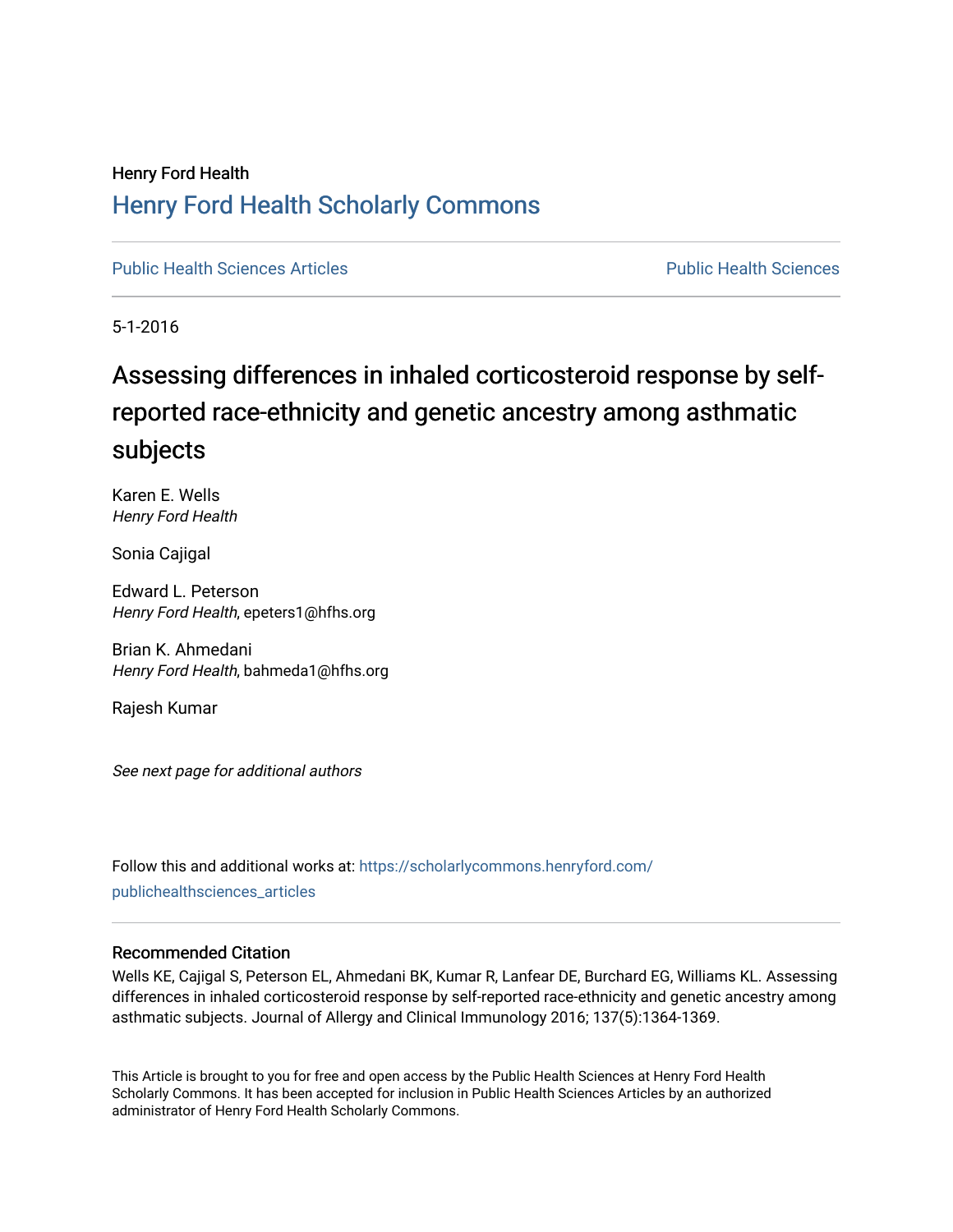Henry Ford Health

# Henry Ford Health Scholarly Commons

Public Health Sciences Articles

Public Health Sciences

5-1-2016

## Assessing differences in inhaled corticosteroid response by self-reported race-ethnicity and genetic ancestry among asthmatic subjects

Karen E. Wells
*Henry Ford Health*

Sonia Cajigal

Edward L. Peterson
*Henry Ford Health*, epeters1@hfhs.org

Brian K. Ahmedani
*Henry Ford Health*, bahmeda1@hfhs.org

Rajesh Kumar

*See next page for additional authors*

Follow this and additional works at: https://scholarlycommons.henryford.com/publichealthsciences_articles

### Recommended Citation

Wells KE, Cajigal S, Peterson EL, Ahmedani BK, Kumar R, Lanfear DE, Burchard EG, Williams KL. Assessing differences in inhaled corticosteroid response by self-reported race-ethnicity and genetic ancestry among asthmatic subjects. Journal of Allergy and Clinical Immunology 2016; 137(5):1364-1369.

This Article is brought to you for free and open access by the Public Health Sciences at Henry Ford Health Scholarly Commons. It has been accepted for inclusion in Public Health Sciences Articles by an authorized administrator of Henry Ford Health Scholarly Commons.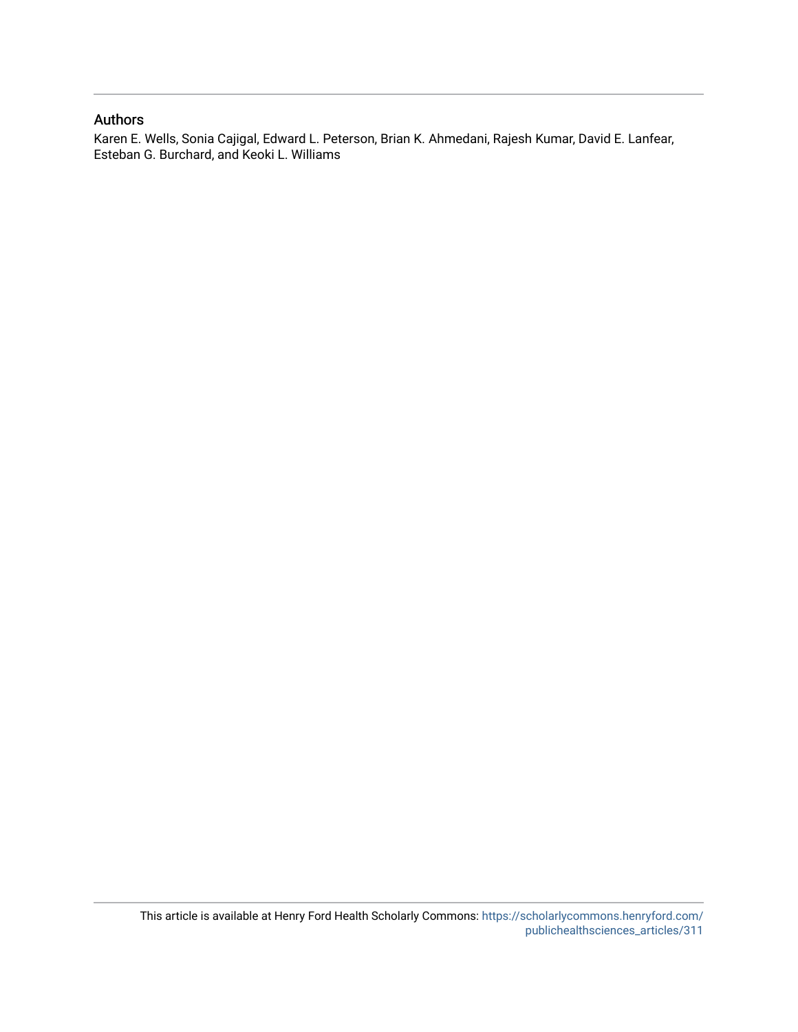## Authors

Karen E. Wells, Sonia Cajigal, Edward L. Peterson, Brian K. Ahmedani, Rajesh Kumar, David E. Lanfear, Esteban G. Burchard, and Keoki L. Williams

This article is available at Henry Ford Health Scholarly Commons: https://scholarlycommons.henryford.com/publichealthsciences_articles/311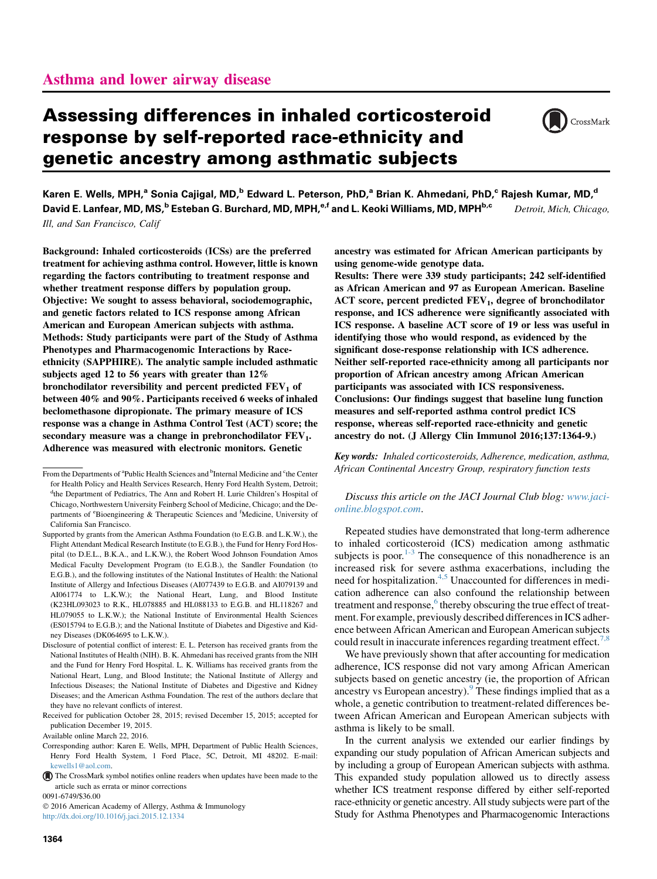Asthma and lower airway disease

# Assessing differences in inhaled corticosteroid response by self-reported race-ethnicity and genetic ancestry among asthmatic subjects

Karen E. Wells, MPH,[a] Sonia Cajigal, MD,[b] Edward L. Peterson, PhD,[a] Brian K. Ahmedani, PhD,[c] Rajesh Kumar, MD,[d] David E. Lanfear, MD, MS,[b] Esteban G. Burchard, MD, MPH,[e,f] and L. Keoki Williams, MD, MPH[b,c] *Detroit, Mich, Chicago, Ill, and San Francisco, Calif*

**Background: Inhaled corticosteroids (ICSs) are the preferred treatment for achieving asthma control. However, little is known regarding the factors contributing to treatment response and whether treatment response differs by population group.**

**Objective: We sought to assess behavioral, sociodemographic, and genetic factors related to ICS response among African American and European American subjects with asthma.**

**Methods: Study participants were part of the Study of Asthma Phenotypes and Pharmacogenomic Interactions by Race-ethnicity (SAPPHIRE). The analytic sample included asthmatic subjects aged 12 to 56 years with greater than 12% bronchodilator reversibility and percent predicted $FEV_1$ of between 40% and 90%. Participants received 6 weeks of inhaled beclomethasone dipropionate. The primary measure of ICS response was a change in Asthma Control Test (ACT) score; the secondary measure was a change in prebronchodilator $FEV_1$. Adherence was measured with electronic monitors. Genetic ancestry was estimated for African American participants by using genome-wide genotype data.**

**Results: There were 339 study participants; 242 self-identified as African American and 97 as European American. Baseline ACT score, percent predicted $FEV_1$, degree of bronchodilator response, and ICS adherence were significantly associated with ICS response. A baseline ACT score of 19 or less was useful in identifying those who would respond, as evidenced by the significant dose-response relationship with ICS adherence. Neither self-reported race-ethnicity among all participants nor proportion of African ancestry among African American participants was associated with ICS responsiveness.**

**Conclusions: Our findings suggest that baseline lung function measures and self-reported asthma control predict ICS response, whereas self-reported race-ethnicity and genetic ancestry do not. (J Allergy Clin Immunol 2016;137:1364-9.)**

***Key words:** Inhaled corticosteroids, Adherence, medication, asthma, African Continental Ancestry Group, respiratory function tests*

*Discuss this article on the JACI Journal Club blog: www.jaci-online.blogspot.com.*

From the Departments of [a]Public Health Sciences and [b]Internal Medicine and [c]the Center for Health Policy and Health Services Research, Henry Ford Health System, Detroit; [d]the Department of Pediatrics, The Ann and Robert H. Lurie Children's Hospital of Chicago, Northwestern University Feinberg School of Medicine, Chicago; and the Departments of [e]Bioengineering & Therapeutic Sciences and [f]Medicine, University of California San Francisco.

Supported by grants from the American Asthma Foundation (to E.G.B. and L.K.W.), the Flight Attendant Medical Research Institute (to E.G.B.), the Fund for Henry Ford Hospital (to D.E.L., B.K.A., and L.K.W.), the Robert Wood Johnson Foundation Amos Medical Faculty Development Program (to E.G.B.), the Sandler Foundation (to E.G.B.), and the following institutes of the National Institutes of Health: the National Institute of Allergy and Infectious Diseases (AI077439 to E.G.B. and AI079139 and AI061774 to L.K.W.); the National Heart, Lung, and Blood Institute (K23HL093023 to R.K., HL078885 and HL088133 to E.G.B. and HL118267 and HL079055 to L.K.W.); the National Institute of Environmental Health Sciences (ES015794 to E.G.B.); and the National Institute of Diabetes and Digestive and Kidney Diseases (DK064695 to L.K.W.).

Disclosure of potential conflict of interest: E. L. Peterson has received grants from the National Institutes of Health (NIH). B. K. Ahmedani has received grants from the NIH and the Fund for Henry Ford Hospital. L. K. Williams has received grants from the National Heart, Lung, and Blood Institute; the National Institute of Allergy and Infectious Diseases; the National Institute of Diabetes and Digestive and Kidney Diseases; and the American Asthma Foundation. The rest of the authors declare that they have no relevant conflicts of interest.

Received for publication October 28, 2015; revised December 15, 2015; accepted for publication December 19, 2015.

Available online March 22, 2016.

Corresponding author: Karen E. Wells, MPH, Department of Public Health Sciences, Henry Ford Health System, 1 Ford Place, 5C, Detroit, MI 48202. E-mail: kewells1@aol.com.

The CrossMark symbol notifies online readers when updates have been made to the article such as errata or minor corrections

0091-6749/$36.00

© 2016 American Academy of Allergy, Asthma & Immunology

http://dx.doi.org/10.1016/j.jaci.2015.12.1334

Repeated studies have demonstrated that long-term adherence to inhaled corticosteroid (ICS) medication among asthmatic subjects is poor.[1-3] The consequence of this nonadherence is an increased risk for severe asthma exacerbations, including the need for hospitalization.[4,5] Unaccounted for differences in medication adherence can also confound the relationship between treatment and response,[6] thereby obscuring the true effect of treatment. For example, previously described differences in ICS adherence between African American and European American subjects could result in inaccurate inferences regarding treatment effect.[7,8]

We have previously shown that after accounting for medication adherence, ICS response did not vary among African American subjects based on genetic ancestry (ie, the proportion of African ancestry vs European ancestry).[9] These findings implied that as a whole, a genetic contribution to treatment-related differences between African American and European American subjects with asthma is likely to be small.

In the current analysis we extended our earlier findings by expanding our study population of African American subjects and by including a group of European American subjects with asthma. This expanded study population allowed us to directly assess whether ICS treatment response differed by either self-reported race-ethnicity or genetic ancestry. All study subjects were part of the Study for Asthma Phenotypes and Pharmacogenomic Interactions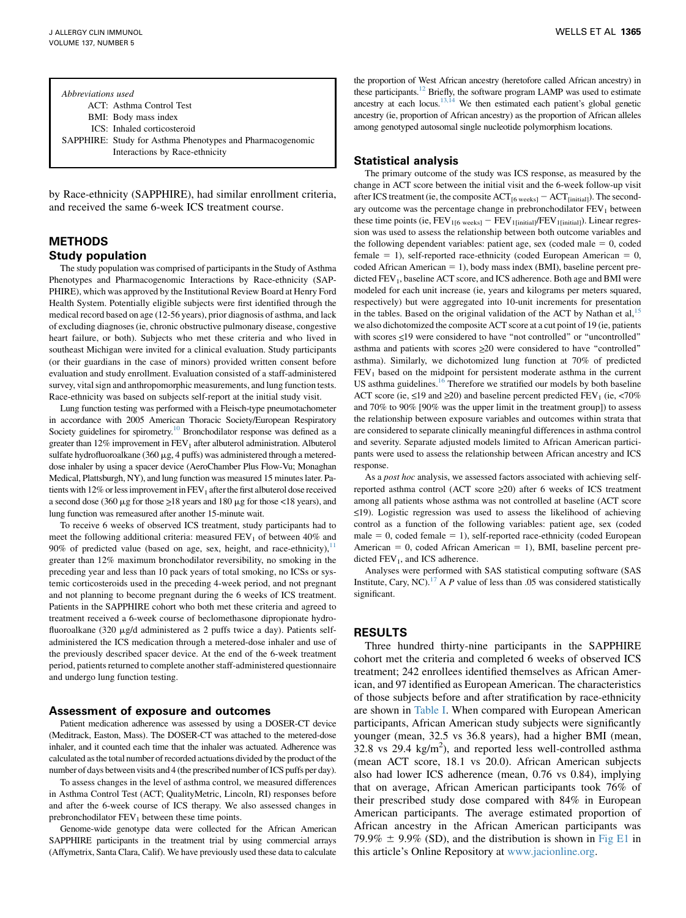| Abbreviations used | |
|---|---|
| ACT: | Asthma Control Test |
| BMI: | Body mass index |
| ICS: | Inhaled corticosteroid |
| SAPPHIRE: | Study for Asthma Phenotypes and Pharmacogenomic Interactions by Race-ethnicity |

by Race-ethnicity (SAPPHIRE), had similar enrollment criteria, and received the same 6-week ICS treatment course.

## METHODS

### Study population

The study population was comprised of participants in the Study of Asthma Phenotypes and Pharmacogenomic Interactions by Race-ethnicity (SAPPHIRE), which was approved by the Institutional Review Board at Henry Ford Health System. Potentially eligible subjects were first identified through the medical record based on age (12-56 years), prior diagnosis of asthma, and lack of excluding diagnoses (ie, chronic obstructive pulmonary disease, congestive heart failure, or both). Subjects who met these criteria and who lived in southeast Michigan were invited for a clinical evaluation. Study participants (or their guardians in the case of minors) provided written consent before evaluation and study enrollment. Evaluation consisted of a staff-administered survey, vital sign and anthropomorphic measurements, and lung function tests. Race-ethnicity was based on subjects self-report at the initial study visit.

Lung function testing was performed with a Fleisch-type pneumotachometer in accordance with 2005 American Thoracic Society/European Respiratory Society guidelines for spirometry.[10] Bronchodilator response was defined as a greater than 12% improvement in $FEV_1$ after albuterol administration. Albuterol sulfate hydrofluoroalkane (360 μg, 4 puffs) was administered through a metered-dose inhaler by using a spacer device (AeroChamber Plus Flow-Vu; Monaghan Medical, Plattsburgh, NY), and lung function was measured 15 minutes later. Patients with 12% or less improvement in $FEV_1$ after the first albuterol dose received a second dose (360 μg for those ≥18 years and 180 μg for those <18 years), and lung function was remeasured after another 15-minute wait.

To receive 6 weeks of observed ICS treatment, study participants had to meet the following additional criteria: measured $FEV_1$ of between 40% and 90% of predicted value (based on age, sex, height, and race-ethnicity),[11] greater than 12% maximum bronchodilator reversibility, no smoking in the preceding year and less than 10 pack years of total smoking, no ICSs or systemic corticosteroids used in the preceding 4-week period, and not pregnant and not planning to become pregnant during the 6 weeks of ICS treatment. Patients in the SAPPHIRE cohort who both met these criteria and agreed to treatment received a 6-week course of beclomethasone dipropionate hydrofluoroalkane (320 μg/d administered as 2 puffs twice a day). Patients self-administered the ICS medication through a metered-dose inhaler and use of the previously described spacer device. At the end of the 6-week treatment period, patients returned to complete another staff-administered questionnaire and undergo lung function testing.

### Assessment of exposure and outcomes

Patient medication adherence was assessed by using a DOSER-CT device (Meditrack, Easton, Mass). The DOSER-CT was attached to the metered-dose inhaler, and it counted each time that the inhaler was actuated. Adherence was calculated as the total number of recorded actuations divided by the product of the number of days between visits and 4 (the prescribed number of ICS puffs per day).

To assess changes in the level of asthma control, we measured differences in Asthma Control Test (ACT; QualityMetric, Lincoln, RI) responses before and after the 6-week course of ICS therapy. We also assessed changes in prebronchodilator $FEV_1$ between these time points.

Genome-wide genotype data were collected for the African American SAPPHIRE participants in the treatment trial by using commercial arrays (Affymetrix, Santa Clara, Calif). We have previously used these data to calculate the proportion of West African ancestry (heretofore called African ancestry) in these participants.[12] Briefly, the software program LAMP was used to estimate ancestry at each locus.[13,14] We then estimated each patient's global genetic ancestry (ie, proportion of African ancestry) as the proportion of African alleles among genotyped autosomal single nucleotide polymorphism locations.

### Statistical analysis

The primary outcome of the study was ICS response, as measured by the change in ACT score between the initial visit and the 6-week follow-up visit after ICS treatment (ie, the composite $ACT_{[6\ weeks]} - ACT_{[initial]}$). The secondary outcome was the percentage change in prebronchodilator $FEV_1$ between these time points (ie, $FEV_{1[6\ weeks]} - FEV_{1[initial]}/FEV_{1[initial]}$). Linear regression was used to assess the relationship between both outcome variables and the following dependent variables: patient age, sex (coded male = 0, coded female = 1), self-reported race-ethnicity (coded European American = 0, coded African American = 1), body mass index (BMI), baseline percent predicted $FEV_1$, baseline ACT score, and ICS adherence. Both age and BMI were modeled for each unit increase (ie, years and kilograms per meters squared, respectively) but were aggregated into 10-unit increments for presentation in the tables. Based on the original validation of the ACT by Nathan et al,[15] we also dichotomized the composite ACT score at a cut point of 19 (ie, patients with scores ≤19 were considered to have "not controlled" or "uncontrolled" asthma and patients with scores ≥20 were considered to have "controlled" asthma). Similarly, we dichotomized lung function at 70% of predicted $FEV_1$ based on the midpoint for persistent moderate asthma in the current US asthma guidelines.[16] Therefore we stratified our models by both baseline ACT score (ie, ≤19 and ≥20) and baseline percent predicted $FEV_1$ (ie, <70% and 70% to 90% [90% was the upper limit in the treatment group]) to assess the relationship between exposure variables and outcomes within strata that are considered to separate clinically meaningful differences in asthma control and severity. Separate adjusted models limited to African American participants were used to assess the relationship between African ancestry and ICS response.

As a *post hoc* analysis, we assessed factors associated with achieving self-reported asthma control (ACT score ≥20) after 6 weeks of ICS treatment among all patients whose asthma was not controlled at baseline (ACT score ≤19). Logistic regression was used to assess the likelihood of achieving control as a function of the following variables: patient age, sex (coded male = 0, coded female = 1), self-reported race-ethnicity (coded European American = 0, coded African American = 1), BMI, baseline percent predicted $FEV_1$, and ICS adherence.

Analyses were performed with SAS statistical computing software (SAS Institute, Cary, NC).[17] A $P$ value of less than .05 was considered statistically significant.

## RESULTS

Three hundred thirty-nine participants in the SAPPHIRE cohort met the criteria and completed 6 weeks of observed ICS treatment; 242 enrollees identified themselves as African American, and 97 identified as European American. The characteristics of those subjects before and after stratification by race-ethnicity are shown in Table I. When compared with European American participants, African American study subjects were significantly younger (mean, 32.5 vs 36.8 years), had a higher BMI (mean, 32.8 vs 29.4 $kg/m^2$), and reported less well-controlled asthma (mean ACT score, 18.1 vs 20.0). African American subjects also had lower ICS adherence (mean, 0.76 vs 0.84), implying that on average, African American participants took 76% of their prescribed study dose compared with 84% in European American participants. The average estimated proportion of African ancestry in the African American participants was 79.9% ± 9.9% (SD), and the distribution is shown in Fig E1 in this article's Online Repository at www.jacionline.org.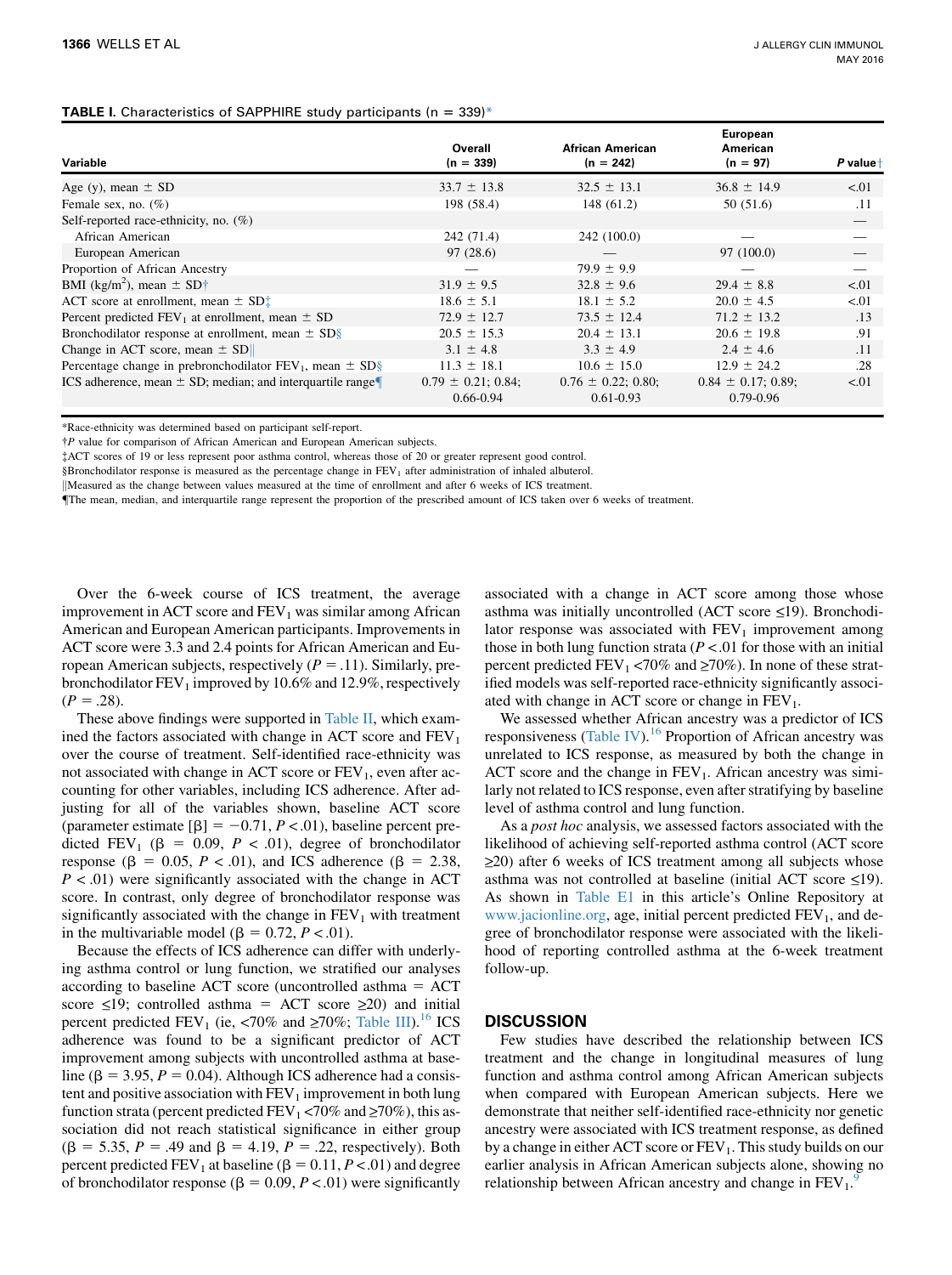**TABLE I.** Characteristics of SAPPHIRE study participants (n = 339)*

| Variable | Overall (n = 339) | African American (n = 242) | European American (n = 97) | *P* value† |
|---|---|---|---|---|
| Age (y), mean ± SD | 33.7 ± 13.8 | 32.5 ± 13.1 | 36.8 ± 14.9 | <.01 |
| Female sex, no. (%) | 198 (58.4) | 148 (61.2) | 50 (51.6) | .11 |
| Self-reported race-ethnicity, no. (%) | | | | — |
| African American | 242 (71.4) | 242 (100.0) | — | — |
| European American | 97 (28.6) | — | 97 (100.0) | — |
| Proportion of African Ancestry | — | 79.9 ± 9.9 | — | — |
| BMI ($kg/m^2$), mean ± SD† | 31.9 ± 9.5 | 32.8 ± 9.6 | 29.4 ± 8.8 | <.01 |
| ACT score at enrollment, mean ± SD‡ | 18.6 ± 5.1 | 18.1 ± 5.2 | 20.0 ± 4.5 | <.01 |
| Percent predicted $FEV_1$ at enrollment, mean ± SD | 72.9 ± 12.7 | 73.5 ± 12.4 | 71.2 ± 13.2 | .13 |
| Bronchodilator response at enrollment, mean ± SD§ | 20.5 ± 15.3 | 20.4 ± 13.1 | 20.6 ± 19.8 | .91 |
| Change in ACT score, mean ± SD‖ | 3.1 ± 4.8 | 3.3 ± 4.9 | 2.4 ± 4.6 | .11 |
| Percentage change in prebronchodilator $FEV_1$, mean ± SD§ | 11.3 ± 18.1 | 10.6 ± 15.0 | 12.9 ± 24.2 | .28 |
| ICS adherence, mean ± SD; median; and interquartile range¶ | 0.79 ± 0.21; 0.84; 0.66-0.94 | 0.76 ± 0.22; 0.80; 0.61-0.93 | 0.84 ± 0.17; 0.89; 0.79-0.96 | <.01 |

*Race-ethnicity was determined based on participant self-report.
†*P* value for comparison of African American and European American subjects.
‡ACT scores of 19 or less represent poor asthma control, whereas those of 20 or greater represent good control.
§Bronchodilator response is measured as the percentage change in $FEV_1$ after administration of inhaled albuterol.
‖Measured as the change between values measured at the time of enrollment and after 6 weeks of ICS treatment.
¶The mean, median, and interquartile range represent the proportion of the prescribed amount of ICS taken over 6 weeks of treatment.

Over the 6-week course of ICS treatment, the average improvement in ACT score and $FEV_1$ was similar among African American and European American participants. Improvements in ACT score were 3.3 and 2.4 points for African American and European American subjects, respectively ($P = .11$). Similarly, prebronchodilator $FEV_1$ improved by 10.6% and 12.9%, respectively ($P = .28$).

These above findings were supported in Table II, which examined the factors associated with change in ACT score and $FEV_1$ over the course of treatment. Self-identified race-ethnicity was not associated with change in ACT score or $FEV_1$, even after accounting for other variables, including ICS adherence. After adjusting for all of the variables shown, baseline ACT score (parameter estimate [β] = −0.71, $P < .01$), baseline percent predicted $FEV_1$ (β = 0.09, $P < .01$), degree of bronchodilator response (β = 0.05, $P < .01$), and ICS adherence (β = 2.38, $P < .01$) were significantly associated with the change in ACT score. In contrast, only degree of bronchodilator response was significantly associated with the change in $FEV_1$ with treatment in the multivariable model (β = 0.72, $P < .01$).

Because the effects of ICS adherence can differ with underlying asthma control or lung function, we stratified our analyses according to baseline ACT score (uncontrolled asthma = ACT score ≤19; controlled asthma = ACT score ≥20) and initial percent predicted $FEV_1$ (ie, <70% and ≥70%; Table III).[16] ICS adherence was found to be a significant predictor of ACT improvement among subjects with uncontrolled asthma at baseline (β = 3.95, $P = 0.04$). Although ICS adherence had a consistent and positive association with $FEV_1$ improvement in both lung function strata (percent predicted $FEV_1$ <70% and ≥70%), this association did not reach statistical significance in either group (β = 5.35, $P = .49$ and β = 4.19, $P = .22$, respectively). Both percent predicted $FEV_1$ at baseline (β = 0.11, $P < .01$) and degree of bronchodilator response (β = 0.09, $P < .01$) were significantly associated with a change in ACT score among those whose asthma was initially uncontrolled (ACT score ≤19). Bronchodilator response was associated with $FEV_1$ improvement among those in both lung function strata ($P < .01$ for those with an initial percent predicted $FEV_1$ <70% and ≥70%). In none of these stratified models was self-reported race-ethnicity significantly associated with change in ACT score or change in $FEV_1$.

We assessed whether African ancestry was a predictor of ICS responsiveness (Table IV).[16] Proportion of African ancestry was unrelated to ICS response, as measured by both the change in ACT score and the change in $FEV_1$. African ancestry was similarly not related to ICS response, even after stratifying by baseline level of asthma control and lung function.

As a *post hoc* analysis, we assessed factors associated with the likelihood of achieving self-reported asthma control (ACT score ≥20) after 6 weeks of ICS treatment among all subjects whose asthma was not controlled at baseline (initial ACT score ≤19). As shown in Table E1 in this article's Online Repository at www.jacionline.org, age, initial percent predicted $FEV_1$, and degree of bronchodilator response were associated with the likelihood of reporting controlled asthma at the 6-week treatment follow-up.

## DISCUSSION

Few studies have described the relationship between ICS treatment and the change in longitudinal measures of lung function and asthma control among African American subjects when compared with European American subjects. Here we demonstrate that neither self-identified race-ethnicity nor genetic ancestry were associated with ICS treatment response, as defined by a change in either ACT score or $FEV_1$. This study builds on our earlier analysis in African American subjects alone, showing no relationship between African ancestry and change in $FEV_1$.[9]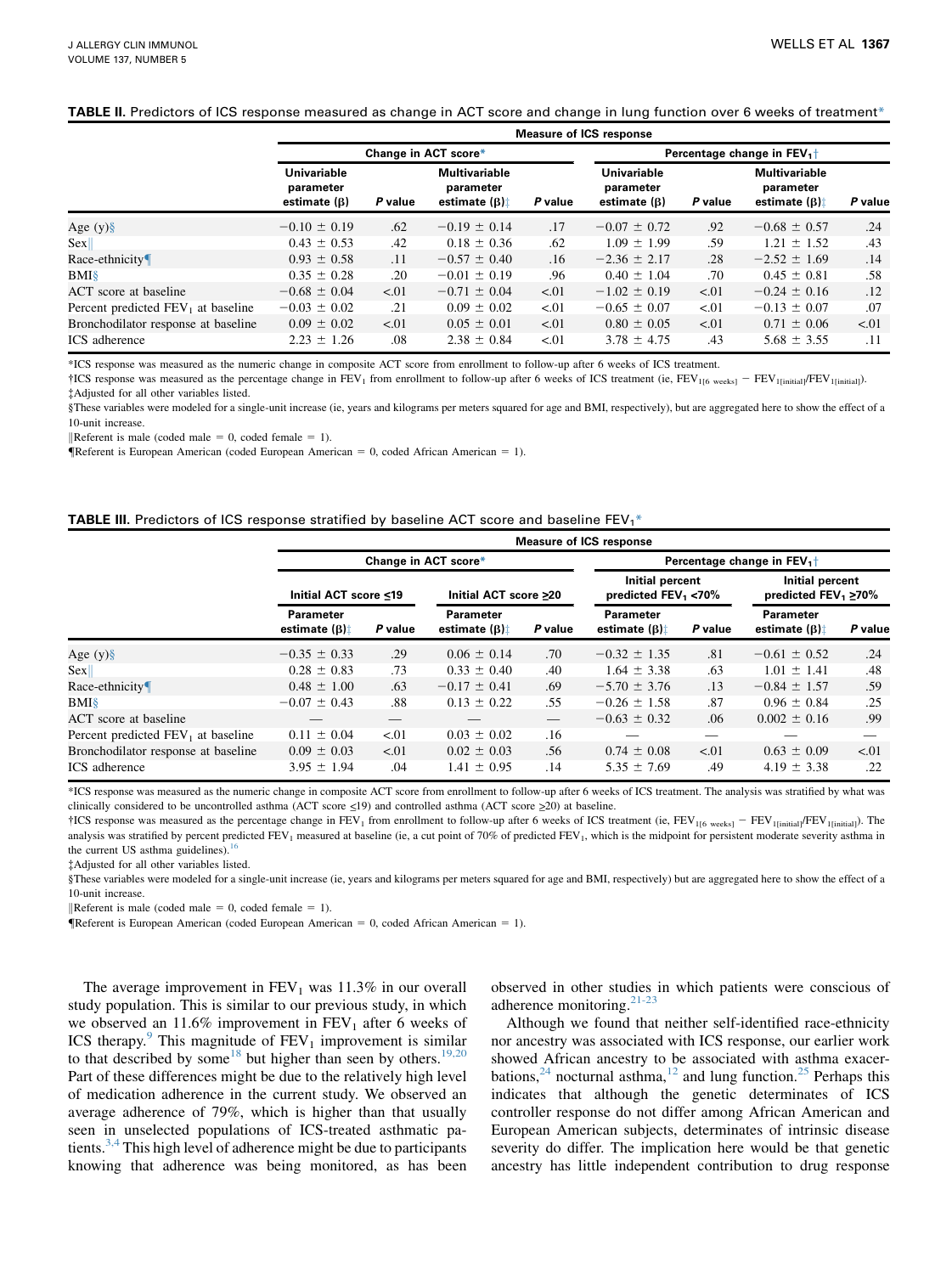**TABLE II.** Predictors of ICS response measured as change in ACT score and change in lung function over 6 weeks of treatment*

| | Measure of ICS response | | | | | | | |
|---|---|---|---|---|---|---|---|---|
| | Change in ACT score* | | | | Percentage change in $FEV_1$† | | | |
| | Univariable parameter estimate (β) | P value | Multivariable parameter estimate (β)‡ | P value | Univariable parameter estimate (β) | P value | Multivariable parameter estimate (β)‡ | P value |
| Age (y)§ | −0.10 ± 0.19 | .62 | −0.19 ± 0.14 | .17 | −0.07 ± 0.72 | .92 | −0.68 ± 0.57 | .24 |
| Sex‖ | 0.43 ± 0.53 | .42 | 0.18 ± 0.36 | .62 | 1.09 ± 1.99 | .59 | 1.21 ± 1.52 | .43 |
| Race-ethnicity¶ | 0.93 ± 0.58 | .11 | −0.57 ± 0.40 | .16 | −2.36 ± 2.17 | .28 | −2.52 ± 1.69 | .14 |
| BMI§ | 0.35 ± 0.28 | .20 | −0.01 ± 0.19 | .96 | 0.40 ± 1.04 | .70 | 0.45 ± 0.81 | .58 |
| ACT score at baseline | −0.68 ± 0.04 | <.01 | −0.71 ± 0.04 | <.01 | −1.02 ± 0.19 | <.01 | −0.24 ± 0.16 | .12 |
| Percent predicted $FEV_1$ at baseline | −0.03 ± 0.02 | .21 | 0.09 ± 0.02 | <.01 | −0.65 ± 0.07 | <.01 | −0.13 ± 0.07 | .07 |
| Bronchodilator response at baseline | 0.09 ± 0.02 | <.01 | 0.05 ± 0.01 | <.01 | 0.80 ± 0.05 | <.01 | 0.71 ± 0.06 | <.01 |
| ICS adherence | 2.23 ± 1.26 | .08 | 2.38 ± 0.84 | <.01 | 3.78 ± 4.75 | .43 | 5.68 ± 3.55 | .11 |

*ICS response was measured as the numeric change in composite ACT score from enrollment to follow-up after 6 weeks of ICS treatment.

†ICS response was measured as the percentage change in $FEV_1$ from enrollment to follow-up after 6 weeks of ICS treatment (ie, $FEV_{1[6\ weeks]} - FEV_{1[initial]}/FEV_{1[initial]}$).

‡Adjusted for all other variables listed.

§These variables were modeled for a single-unit increase (ie, years and kilograms per meters squared for age and BMI, respectively), but are aggregated here to show the effect of a 10-unit increase.

‖Referent is male (coded male = 0, coded female = 1).

¶Referent is European American (coded European American = 0, coded African American = 1).

**TABLE III.** Predictors of ICS response stratified by baseline ACT score and baseline $FEV_1$*

| | Measure of ICS response | | | | | | | |
|---|---|---|---|---|---|---|---|---|
| | Change in ACT score* | | | | Percentage change in $FEV_1$† | | | |
| | Initial ACT score ≤19 | | Initial ACT score ≥20 | | Initial percent predicted $FEV_1$ <70% | | Initial percent predicted $FEV_1$ ≥70% | |
| | Parameter estimate (β)‡ | P value | Parameter estimate (β)‡ | P value | Parameter estimate (β)‡ | P value | Parameter estimate (β)‡ | P value |
| Age (y)§ | −0.35 ± 0.33 | .29 | 0.06 ± 0.14 | .70 | −0.32 ± 1.35 | .81 | −0.61 ± 0.52 | .24 |
| Sex‖ | 0.28 ± 0.83 | .73 | 0.33 ± 0.40 | .40 | 1.64 ± 3.38 | .63 | 1.01 ± 1.41 | .48 |
| Race-ethnicity¶ | 0.48 ± 1.00 | .63 | −0.17 ± 0.41 | .69 | −5.70 ± 3.76 | .13 | −0.84 ± 1.57 | .59 |
| BMI§ | −0.07 ± 0.43 | .88 | 0.13 ± 0.22 | .55 | −0.26 ± 1.58 | .87 | 0.96 ± 0.84 | .25 |
| ACT score at baseline | — | — | — | — | −0.63 ± 0.32 | .06 | 0.002 ± 0.16 | .99 |
| Percent predicted $FEV_1$ at baseline | 0.11 ± 0.04 | <.01 | 0.03 ± 0.02 | .16 | — | — | — | — |
| Bronchodilator response at baseline | 0.09 ± 0.03 | <.01 | 0.02 ± 0.03 | .56 | 0.74 ± 0.08 | <.01 | 0.63 ± 0.09 | <.01 |
| ICS adherence | 3.95 ± 1.94 | .04 | 1.41 ± 0.95 | .14 | 5.35 ± 7.69 | .49 | 4.19 ± 3.38 | .22 |

*ICS response was measured as the numeric change in composite ACT score from enrollment to follow-up after 6 weeks of ICS treatment. The analysis was stratified by what was clinically considered to be uncontrolled asthma (ACT score ≤19) and controlled asthma (ACT score ≥20) at baseline.

†ICS response was measured as the percentage change in $FEV_1$ from enrollment to follow-up after 6 weeks of ICS treatment (ie, $FEV_{1[6\ weeks]} - FEV_{1[initial]}/FEV_{1[initial]}$). The analysis was stratified by percent predicted $FEV_1$ measured at baseline (ie, a cut point of 70% of predicted $FEV_1$, which is the midpoint for persistent moderate severity asthma in the current US asthma guidelines).[16]

‡Adjusted for all other variables listed.

§These variables were modeled for a single-unit increase (ie, years and kilograms per meters squared for age and BMI, respectively) but are aggregated here to show the effect of a 10-unit increase.

‖Referent is male (coded male = 0, coded female = 1).

¶Referent is European American (coded European American = 0, coded African American = 1).

The average improvement in $FEV_1$ was 11.3% in our overall study population. This is similar to our previous study, in which we observed an 11.6% improvement in $FEV_1$ after 6 weeks of ICS therapy.[9] This magnitude of $FEV_1$ improvement is similar to that described by some[18] but higher than seen by others.[19,20] Part of these differences might be due to the relatively high level of medication adherence in the current study. We observed an average adherence of 79%, which is higher than that usually seen in unselected populations of ICS-treated asthmatic patients.[3,4] This high level of adherence might be due to participants knowing that adherence was being monitored, as has been observed in other studies in which patients were conscious of adherence monitoring.[21-23]

Although we found that neither self-identified race-ethnicity nor ancestry was associated with ICS response, our earlier work showed African ancestry to be associated with asthma exacerbations,[24] nocturnal asthma,[12] and lung function.[25] Perhaps this indicates that although the genetic determinates of ICS controller response do not differ among African American and European American subjects, determinates of intrinsic disease severity do differ. The implication here would be that genetic ancestry has little independent contribution to drug response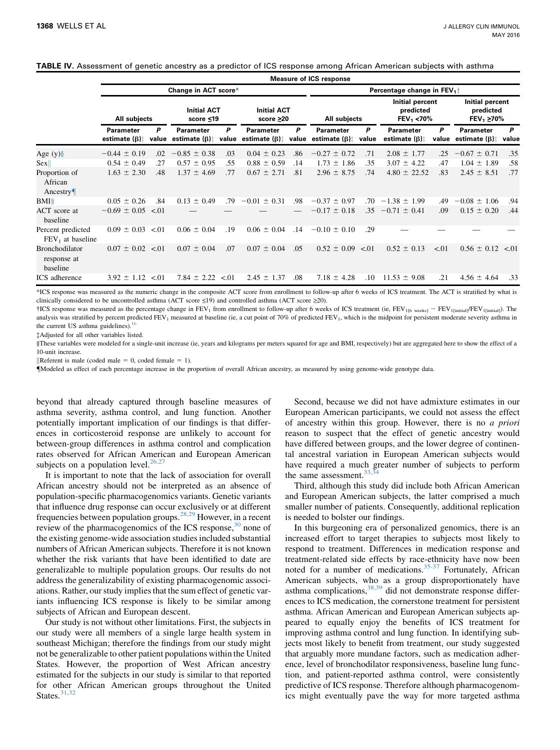**TABLE IV.** Assessment of genetic ancestry as a predictor of ICS response among African American subjects with asthma

| | Measure of ICS response | | | | | | | | | | | |
|---|---|---|---|---|---|---|---|---|---|---|---|---|
| | Change in ACT score* | | | | | | Percentage change in $FEV_1$† | | | | | |
| | All subjects | | Initial ACT score ≤19 | | Initial ACT score ≥20 | | All subjects | | Initial percent predicted $FEV_1$ <70% | | Initial percent predicted $FEV_1$ ≥70% | |
| | Parameter estimate (β)‡ | P value | Parameter estimate (β)‡ | P value | Parameter estimate (β)‡ | P value | Parameter estimate (β)‡ | P value | Parameter estimate (β)‡ | P value | Parameter estimate (β)‡ | P value |
| Age (y)§ | −0.44 ± 0.19 | .02 | −0.85 ± 0.38 | .03 | 0.04 ± 0.23 | .86 | −0.27 ± 0.72 | .71 | 2.08 ± 1.77 | .25 | −0.67 ± 0.71 | .35 |
| Sex‖ | 0.54 ± 0.49 | .27 | 0.57 ± 0.95 | .55 | 0.88 ± 0.59 | .14 | 1.73 ± 1.86 | .35 | 3.07 ± 4.22 | .47 | 1.04 ± 1.89 | .58 |
| Proportion of African Ancestry¶ | 1.63 ± 2.30 | .48 | 1.37 ± 4.69 | .77 | 0.67 ± 2.71 | .81 | 2.96 ± 8.75 | .74 | 4.80 ± 22.52 | .83 | 2.45 ± 8.51 | .77 |
| BMI§ | 0.05 ± 0.26 | .84 | 0.13 ± 0.49 | .79 | −0.01 ± 0.31 | .98 | −0.37 ± 0.97 | .70 | −1.38 ± 1.99 | .49 | −0.08 ± 1.06 | .94 |
| ACT score at baseline | −0.69 ± 0.05 | <.01 | — | — | — | — | −0.17 ± 0.18 | .35 | −0.71 ± 0.41 | .09 | 0.15 ± 0.20 | .44 |
| Percent predicted $FEV_1$ at baseline | 0.09 ± 0.03 | <.01 | 0.06 ± 0.04 | .19 | 0.06 ± 0.04 | .14 | −0.10 ± 0.10 | .29 | — | — | — | — |
| Bronchodilator response at baseline | 0.07 ± 0.02 | <.01 | 0.07 ± 0.04 | .07 | 0.07 ± 0.04 | .05 | 0.52 ± 0.09 | <.01 | 0.52 ± 0.13 | <.01 | 0.56 ± 0.12 | <.01 |
| ICS adherence | 3.92 ± 1.12 | <.01 | 7.84 ± 2.22 | <.01 | 2.45 ± 1.37 | .08 | 7.18 ± 4.28 | .10 | 11.53 ± 9.08 | .21 | 4.56 ± 4.64 | .33 |

*ICS response was measured as the numeric change in the composite ACT score from enrollment to follow-up after 6 weeks of ICS treatment. The ACT is stratified by what is clinically considered to be uncontrolled asthma (ACT score ≤19) and controlled asthma (ACT score ≥20).

†ICS response was measured as the percentage change in $FEV_1$ from enrollment to follow-up after 6 weeks of ICS treatment (ie, $FEV_{1[6\ weeks]} - FEV_{1[initial]}/FEV_{1[initial]}$). The analysis was stratified by percent predicted $FEV_1$ measured at baseline (ie, a cut point of 70% of predicted $FEV_1$, which is the midpoint for persistent moderate severity asthma in the current US asthma guidelines).[16]

‡Adjusted for all other variables listed.

§These variables were modeled for a single-unit increase (ie, years and kilograms per meters squared for age and BMI, respectively) but are aggregated here to show the effect of a 10-unit increase.

‖Referent is male (coded male = 0, coded female = 1).

¶Modeled as effect of each percentage increase in the proportion of overall African ancestry, as measured by using genome-wide genotype data.

beyond that already captured through baseline measures of asthma severity, asthma control, and lung function. Another potentially important implication of our findings is that differences in corticosteroid response are unlikely to account for between-group differences in asthma control and complication rates observed for African American and European American subjects on a population level.[26,27]

It is important to note that the lack of association for overall African ancestry should not be interpreted as an absence of population-specific pharmacogenomics variants. Genetic variants that influence drug response can occur exclusively or at different frequencies between population groups.[28,29] However, in a recent review of the pharmacogenomics of the ICS response,[30] none of the existing genome-wide association studies included substantial numbers of African American subjects. Therefore it is not known whether the risk variants that have been identified to date are generalizable to multiple population groups. Our results do not address the generalizability of existing pharmacogenomic associations. Rather, our study implies that the sum effect of genetic variants influencing ICS response is likely to be similar among subjects of African and European descent.

Our study is not without other limitations. First, the subjects in our study were all members of a single large health system in southeast Michigan; therefore the findings from our study might not be generalizable to other patient populations within the United States. However, the proportion of West African ancestry estimated for the subjects in our study is similar to that reported for other African American groups throughout the United States.[31,32]

Second, because we did not have admixture estimates in our European American participants, we could not assess the effect of ancestry within this group. However, there is no *a priori* reason to suspect that the effect of genetic ancestry would have differed between groups, and the lower degree of continental ancestral variation in European American subjects would have required a much greater number of subjects to perform the same assessment.[33,34]

Third, although this study did include both African American and European American subjects, the latter comprised a much smaller number of patients. Consequently, additional replication is needed to bolster our findings.

In this burgeoning era of personalized genomics, there is an increased effort to target therapies to subjects most likely to respond to treatment. Differences in medication response and treatment-related side effects by race-ethnicity have now been noted for a number of medications.[35-37] Fortunately, African American subjects, who as a group disproportionately have asthma complications,[38,39] did not demonstrate response differences to ICS medication, the cornerstone treatment for persistent asthma. African American and European American subjects appeared to equally enjoy the benefits of ICS treatment for improving asthma control and lung function. In identifying subjects most likely to benefit from treatment, our study suggested that arguably more mundane factors, such as medication adherence, level of bronchodilator responsiveness, baseline lung function, and patient-reported asthma control, were consistently predictive of ICS response. Therefore although pharmacogenomics might eventually pave the way for more targeted asthma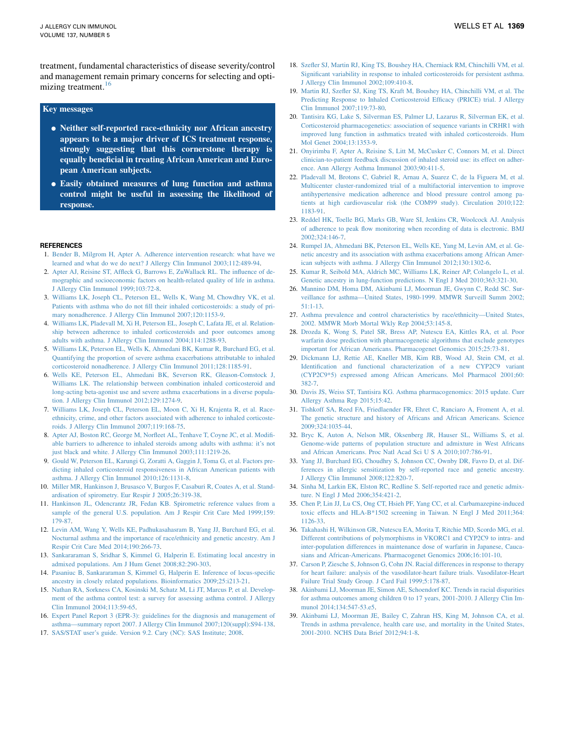treatment, fundamental characteristics of disease severity/control and management remain primary concerns for selecting and optimizing treatment.[16]

### Key messages

- **Neither self-reported race-ethnicity nor African ancestry appears to be a major driver of ICS treatment response, strongly suggesting that this cornerstone therapy is equally beneficial in treating African American and European American subjects.**
- **Easily obtained measures of lung function and asthma control might be useful in assessing the likelihood of response.**

## REFERENCES

1. Bender B, Milgrom H, Apter A. Adherence intervention research: what have we learned and what do we do next? J Allergy Clin Immunol 2003;112:489-94.
2. Apter AJ, Reisine ST, Affleck G, Barrows E, ZuWallack RL. The influence of demographic and socioeconomic factors on health-related quality of life in asthma. J Allergy Clin Immunol 1999;103:72-8.
3. Williams LK, Joseph CL, Peterson EL, Wells K, Wang M, Chowdhry VK, et al. Patients with asthma who do not fill their inhaled corticosteroids: a study of primary nonadherence. J Allergy Clin Immunol 2007;120:1153-9.
4. Williams LK, Pladevall M, Xi H, Peterson EL, Joseph C, Lafata JE, et al. Relationship between adherence to inhaled corticosteroids and poor outcomes among adults with asthma. J Allergy Clin Immunol 2004;114:1288-93.
5. Williams LK, Peterson EL, Wells K, Ahmedani BK, Kumar R, Burchard EG, et al. Quantifying the proportion of severe asthma exacerbations attributable to inhaled corticosteroid nonadherence. J Allergy Clin Immunol 2011;128:1185-91.
6. Wells KE, Peterson EL, Ahmedani BK, Severson RK, Gleason-Comstock J, Williams LK. The relationship between combination inhaled corticosteroid and long-acting beta-agonist use and severe asthma exacerbations in a diverse population. J Allergy Clin Immunol 2012;129:1274-9.
7. Williams LK, Joseph CL, Peterson EL, Moon C, Xi H, Krajenta R, et al. Race-ethnicity, crime, and other factors associated with adherence to inhaled corticosteroids. J Allergy Clin Immunol 2007;119:168-75.
8. Apter AJ, Boston RC, George M, Norfleet AL, Tenhave T, Coyne JC, et al. Modifiable barriers to adherence to inhaled steroids among adults with asthma: it's not just black and white. J Allergy Clin Immunol 2003;111:1219-26.
9. Gould W, Peterson EL, Karungi G, Zoratti A, Gaggin J, Toma G, et al. Factors predicting inhaled corticosteroid responsiveness in African American patients with asthma. J Allergy Clin Immunol 2010;126:1131-8.
10. Miller MR, Hankinson J, Brusasco V, Burgos F, Casaburi R, Coates A, et al. Standardisation of spirometry. Eur Respir J 2005;26:319-38.
11. Hankinson JL, Odencrantz JR, Fedan KB. Spirometric reference values from a sample of the general U.S. population. Am J Respir Crit Care Med 1999;159:179-87.
12. Levin AM, Wang Y, Wells KE, Padhukasahasram B, Yang JJ, Burchard EG, et al. Nocturnal asthma and the importance of race/ethnicity and genetic ancestry. Am J Respir Crit Care Med 2014;190:266-73.
13. Sankararaman S, Sridhar S, Kimmel G, Halperin E. Estimating local ancestry in admixed populations. Am J Hum Genet 2008;82:290-303.
14. Pasaniuc B, Sankararaman S, Kimmel G, Halperin E. Inference of locus-specific ancestry in closely related populations. Bioinformatics 2009;25:i213-21.
15. Nathan RA, Sorkness CA, Kosinski M, Schatz M, Li JT, Marcus P, et al. Development of the asthma control test: a survey for assessing asthma control. J Allergy Clin Immunol 2004;113:59-65.
16. Expert Panel Report 3 (EPR-3): guidelines for the diagnosis and management of asthma—summary report 2007. J Allergy Clin Immunol 2007;120(suppl):S94-138.
17. SAS/STAT user's guide. Version 9.2. Cary (NC): SAS Institute; 2008.
18. Szefler SJ, Martin RJ, King TS, Boushey HA, Cherniack RM, Chinchilli VM, et al. Significant variability in response to inhaled corticosteroids for persistent asthma. J Allergy Clin Immunol 2002;109:410-8.
19. Martin RJ, Szefler SJ, King TS, Kraft M, Boushey HA, Chinchilli VM, et al. The Predicting Response to Inhaled Corticosteroid Efficacy (PRICE) trial. J Allergy Clin Immunol 2007;119:73-80.
20. Tantisira KG, Lake S, Silverman ES, Palmer LJ, Lazarus R, Silverman EK, et al. Corticosteroid pharmacogenetics: association of sequence variants in CRHR1 with improved lung function in asthmatics treated with inhaled corticosteroids. Hum Mol Genet 2004;13:1353-9.
21. Onyirimba F, Apter A, Reisine S, Litt M, McCusker C, Connors M, et al. Direct clinician-to-patient feedback discussion of inhaled steroid use: its effect on adherence. Ann Allergy Asthma Immunol 2003;90:411-5.
22. Pladevall M, Brotons C, Gabriel R, Arnau A, Suarez C, de la Figuera M, et al. Multicenter cluster-randomized trial of a multifactorial intervention to improve antihypertensive medication adherence and blood pressure control among patients at high cardiovascular risk (the COM99 study). Circulation 2010;122:1183-91.
23. Reddel HK, Toelle BG, Marks GB, Ware SI, Jenkins CR, Woolcock AJ. Analysis of adherence to peak flow monitoring when recording of data is electronic. BMJ 2002;324:146-7.
24. Rumpel JA, Ahmedani BK, Peterson EL, Wells KE, Yang M, Levin AM, et al. Genetic ancestry and its association with asthma exacerbations among African American subjects with asthma. J Allergy Clin Immunol 2012;130:1302-6.
25. Kumar R, Seibold MA, Aldrich MC, Williams LK, Reiner AP, Colangelo L, et al. Genetic ancestry in lung-function predictions. N Engl J Med 2010;363:321-30.
26. Mannino DM, Homa DM, Akinbami LJ, Moorman JE, Gwynn C, Redd SC. Surveillance for asthma—United States, 1980-1999. MMWR Surveill Summ 2002;51:1-13.
27. Asthma prevalence and control characteristics by race/ethnicity—United States, 2002. MMWR Morb Mortal Wkly Rep 2004;53:145-8.
28. Drozda K, Wong S, Patel SR, Bress AP, Nutescu EA, Kittles RA, et al. Poor warfarin dose prediction with pharmacogenetic algorithms that exclude genotypes important for African Americans. Pharmacogenet Genomics 2015;25:73-81.
29. Dickmann LJ, Rettie AE, Kneller MB, Kim RB, Wood AJ, Stein CM, et al. Identification and functional characterization of a new CYP2C9 variant (CYP2C9*5) expressed among African Americans. Mol Pharmacol 2001;60:382-7.
30. Davis JS, Weiss ST, Tantisira KG. Asthma pharmacogenomics: 2015 update. Curr Allergy Asthma Rep 2015;15:42.
31. Tishkoff SA, Reed FA, Friedlaender FR, Ehret C, Ranciaro A, Froment A, et al. The genetic structure and history of Africans and African Americans. Science 2009;324:1035-44.
32. Bryc K, Auton A, Nelson MR, Oksenberg JR, Hauser SL, Williams S, et al. Genome-wide patterns of population structure and admixture in West Africans and African Americans. Proc Natl Acad Sci U S A 2010;107:786-91.
33. Yang JJ, Burchard EG, Choudhry S, Johnson CC, Ownby DR, Favro D, et al. Differences in allergic sensitization by self-reported race and genetic ancestry. J Allergy Clin Immunol 2008;122:820-7.
34. Sinha M, Larkin EK, Elston RC, Redline S. Self-reported race and genetic admixture. N Engl J Med 2006;354:421-2.
35. Chen P, Lin JJ, Lu CS, Ong CT, Hsieh PF, Yang CC, et al. Carbamazepine-induced toxic effects and HLA-B*1502 screening in Taiwan. N Engl J Med 2011;364:1126-33.
36. Takahashi H, Wilkinson GR, Nutescu EA, Morita T, Ritchie MD, Scordo MG, et al. Different contributions of polymorphisms in VKORC1 and CYP2C9 to intra- and inter-population differences in maintenance dose of warfarin in Japanese, Caucasians and African-Americans. Pharmacogenet Genomics 2006;16:101-10.
37. Carson P, Ziesche S, Johnson G, Cohn JN. Racial differences in response to therapy for heart failure: analysis of the vasodilator-heart failure trials. Vasodilator-Heart Failure Trial Study Group. J Card Fail 1999;5:178-87.
38. Akinbami LJ, Moorman JE, Simon AE, Schoendorf KC. Trends in racial disparities for asthma outcomes among children 0 to 17 years, 2001-2010. J Allergy Clin Immunol 2014;134:547-53.e5.
39. Akinbami LJ, Moorman JE, Bailey C, Zahran HS, King M, Johnson CA, et al. Trends in asthma prevalence, health care use, and mortality in the United States, 2001-2010. NCHS Data Brief 2012;94:1-8.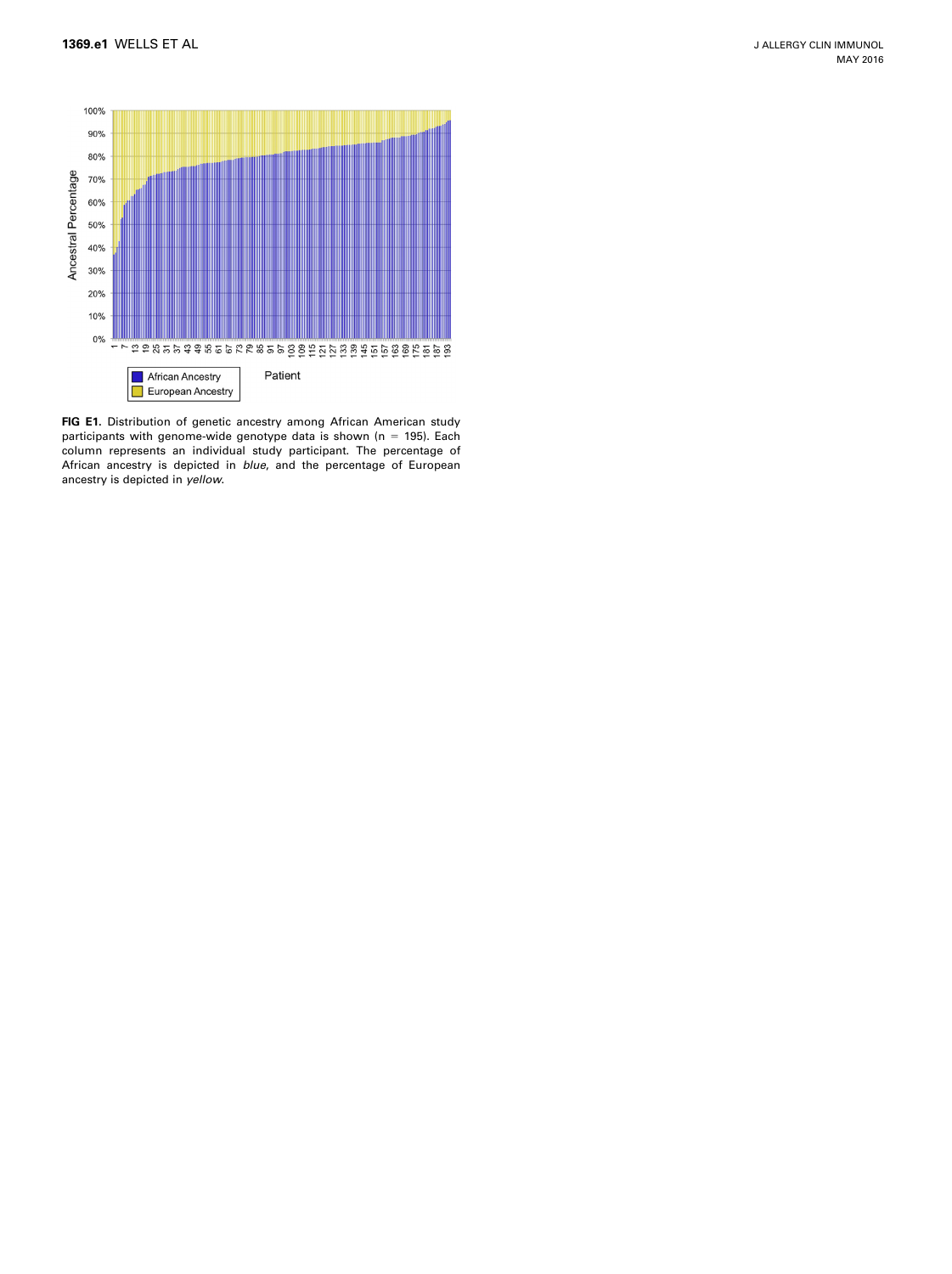**FIG E1.** Distribution of genetic ancestry among African American study participants with genome-wide genotype data is shown (n = 195). Each column represents an individual study participant. The percentage of African ancestry is depicted in *blue*, and the percentage of European ancestry is depicted in *yellow*.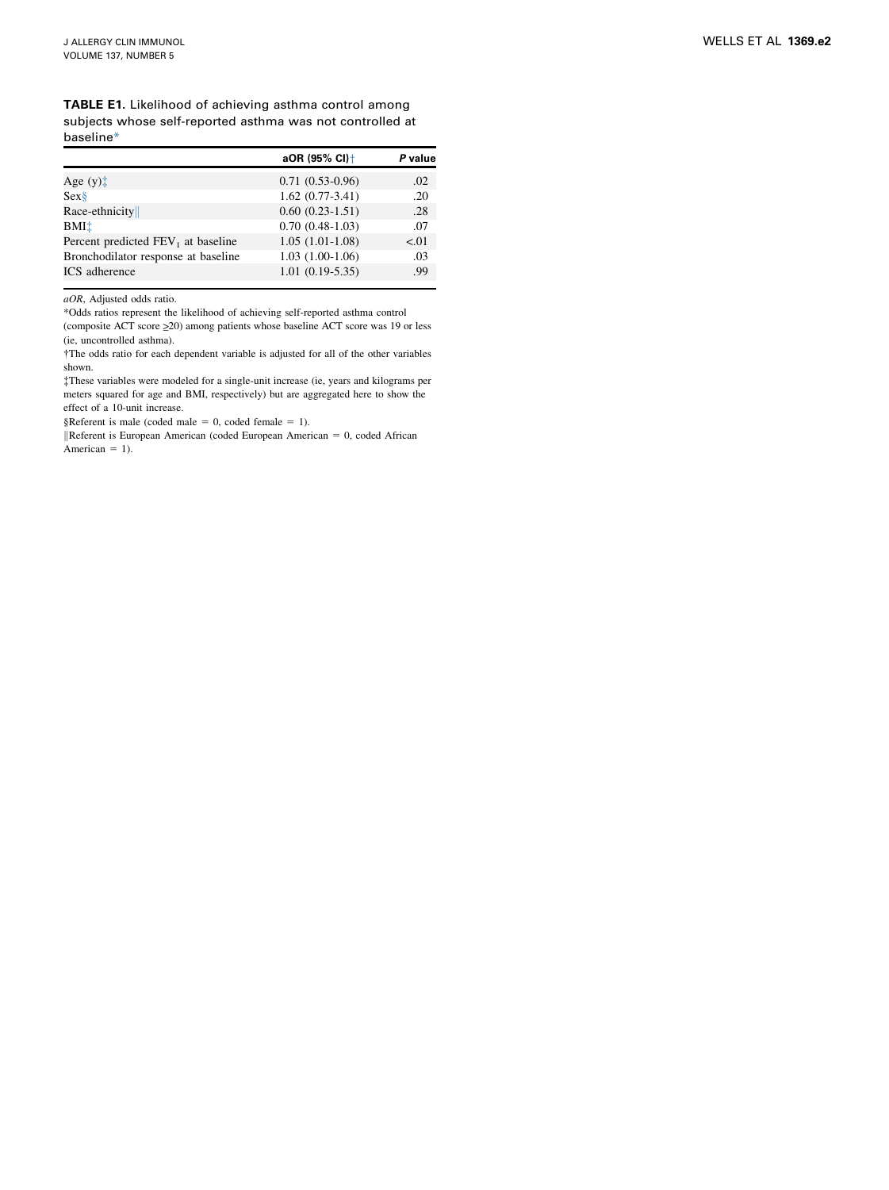**TABLE E1.** Likelihood of achieving asthma control among subjects whose self-reported asthma was not controlled at baseline*

| | aOR (95% CI)† | *P* value |
|---|---|---|
| Age (y)‡ | 0.71 (0.53-0.96) | .02 |
| Sex§ | 1.62 (0.77-3.41) | .20 |
| Race-ethnicity‖ | 0.60 (0.23-1.51) | .28 |
| BMI‡ | 0.70 (0.48-1.03) | .07 |
| Percent predicted $FEV_1$ at baseline | 1.05 (1.01-1.08) | <.01 |
| Bronchodilator response at baseline | 1.03 (1.00-1.06) | .03 |
| ICS adherence | 1.01 (0.19-5.35) | .99 |

*aOR*, Adjusted odds ratio.

*Odds ratios represent the likelihood of achieving self-reported asthma control (composite ACT score ≥20) among patients whose baseline ACT score was 19 or less (ie, uncontrolled asthma).

†The odds ratio for each dependent variable is adjusted for all of the other variables shown.

‡These variables were modeled for a single-unit increase (ie, years and kilograms per meters squared for age and BMI, respectively) but are aggregated here to show the effect of a 10-unit increase.

§Referent is male (coded male = 0, coded female = 1).

‖Referent is European American (coded European American = 0, coded African American = 1).